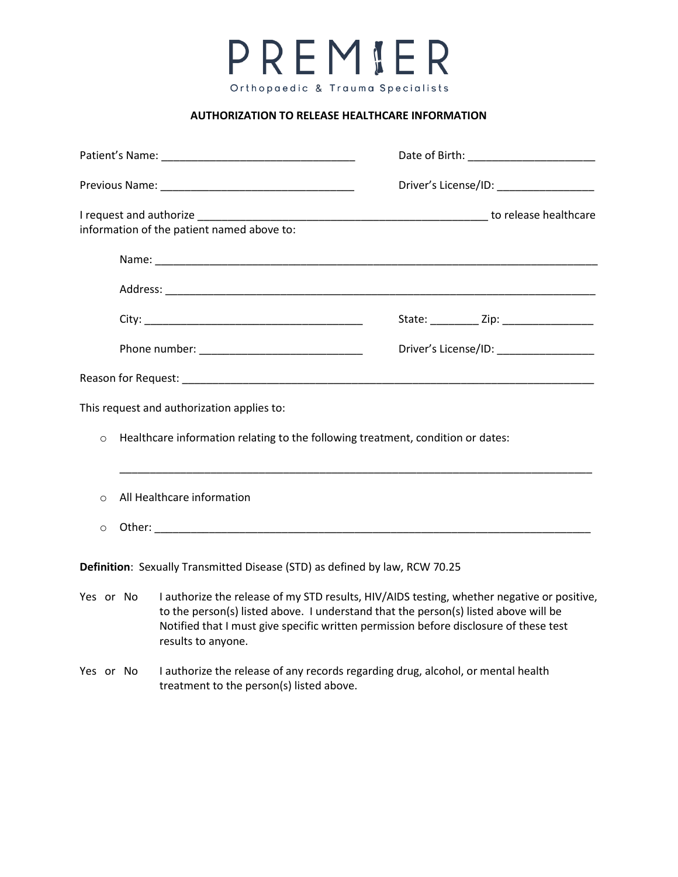# PREMIER

Orthopaedic & Trauma Specialists

## AUTHORIZATION TO RELEASE HEALTHCARE INFORMATION

Patient's Name: ________________________________ Date of Birth: ____________________

Previous Name: ________________________________ Driver's License/ID: _______________

I request and authorize ________________________________________________ to release healthcare information of the patient named above to:

Name: __________________________________________________________________________

Address: ________________________________________________________________________

City: ___________________________________ State: ________ Zip: _______________

Phone number: ___________________________ Driver's License/ID: _______________

Reason for Request: _____________________________________________________________________

This request and authorization applies to:

- o Healthcare information relating to the following treatment, condition or dates:

  ________________________________________________________________________________

- o All Healthcare information
- o Other: _________________________________________________________________________

**Definition**: Sexually Transmitted Disease (STD) as defined by law, RCW 70.25

Yes or No I authorize the release of my STD results, HIV/AIDS testing, whether negative or positive, to the person(s) listed above. I understand that the person(s) listed above will be Notified that I must give specific written permission before disclosure of these test results to anyone.

Yes or No I authorize the release of any records regarding drug, alcohol, or mental health treatment to the person(s) listed above.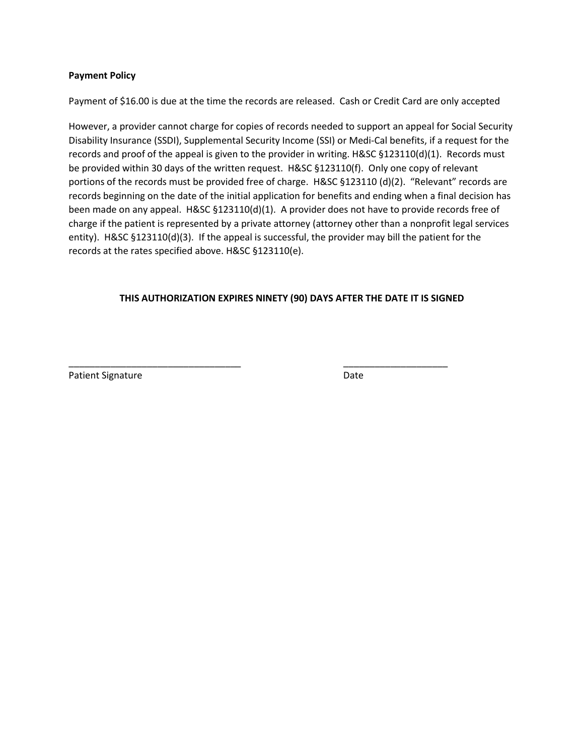**Payment Policy**

Payment of $16.00 is due at the time the records are released. Cash or Credit Card are only accepted

However, a provider cannot charge for copies of records needed to support an appeal for Social Security Disability Insurance (SSDI), Supplemental Security Income (SSI) or Medi-Cal benefits, if a request for the records and proof of the appeal is given to the provider in writing. H&SC §123110(d)(1). Records must be provided within 30 days of the written request. H&SC §123110(f). Only one copy of relevant portions of the records must be provided free of charge. H&SC §123110 (d)(2). "Relevant" records are records beginning on the date of the initial application for benefits and ending when a final decision has been made on any appeal. H&SC §123110(d)(1). A provider does not have to provide records free of charge if the patient is represented by a private attorney (attorney other than a nonprofit legal services entity). H&SC §123110(d)(3). If the appeal is successful, the provider may bill the patient for the records at the rates specified above. H&SC §123110(e).

**THIS AUTHORIZATION EXPIRES NINETY (90) DAYS AFTER THE DATE IT IS SIGNED**

_________________________________ ____________________

Patient Signature Date